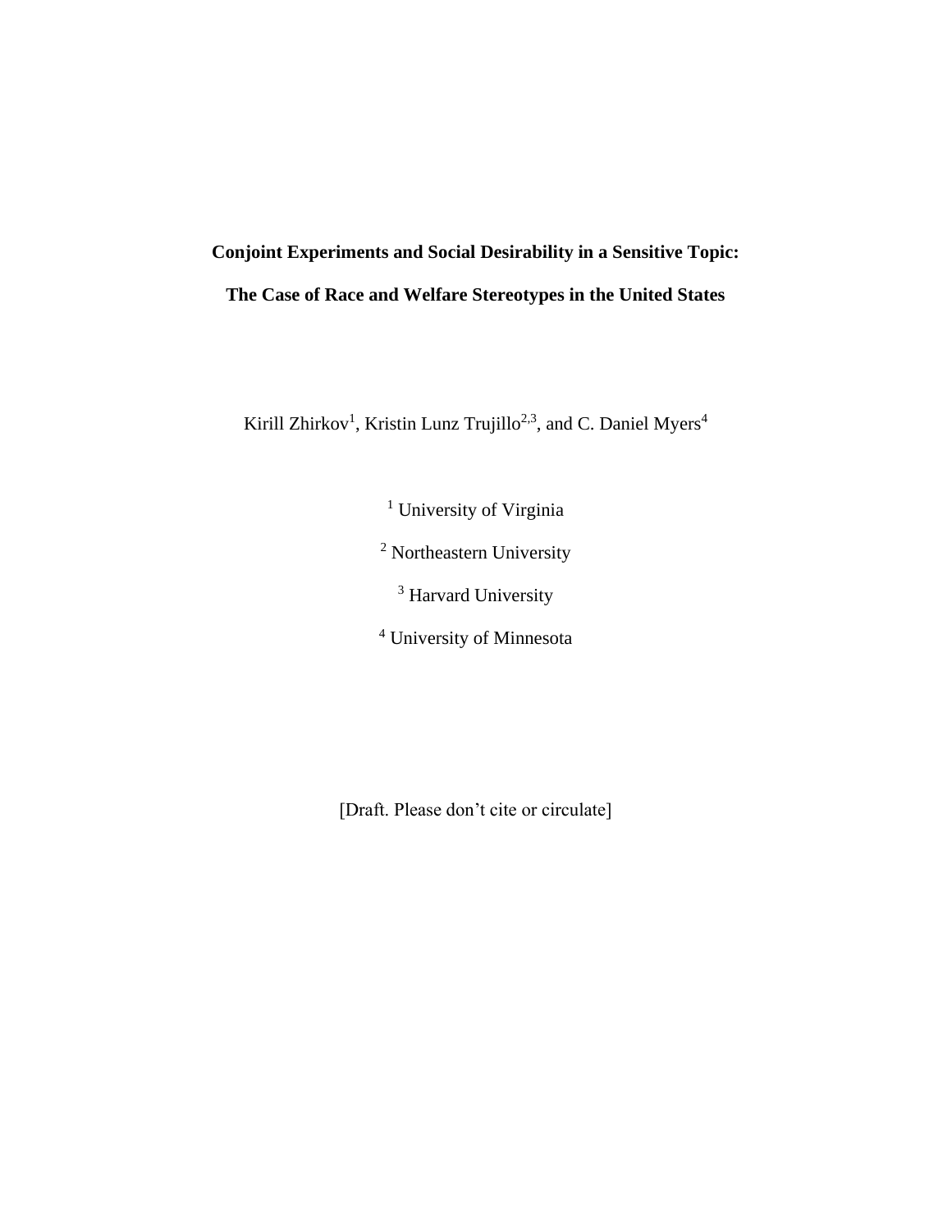# Conjoint Experiments and Social Desirability in a Sensitive Topic:

# The Case of Race and Welfare Stereotypes in the United States

Kirill Zhirkov[1], Kristin Lunz Trujillo[2,3], and C. Daniel Myers[4]

[1] University of Virginia

[2] Northeastern University

[3] Harvard University

[4] University of Minnesota

[Draft. Please don't cite or circulate]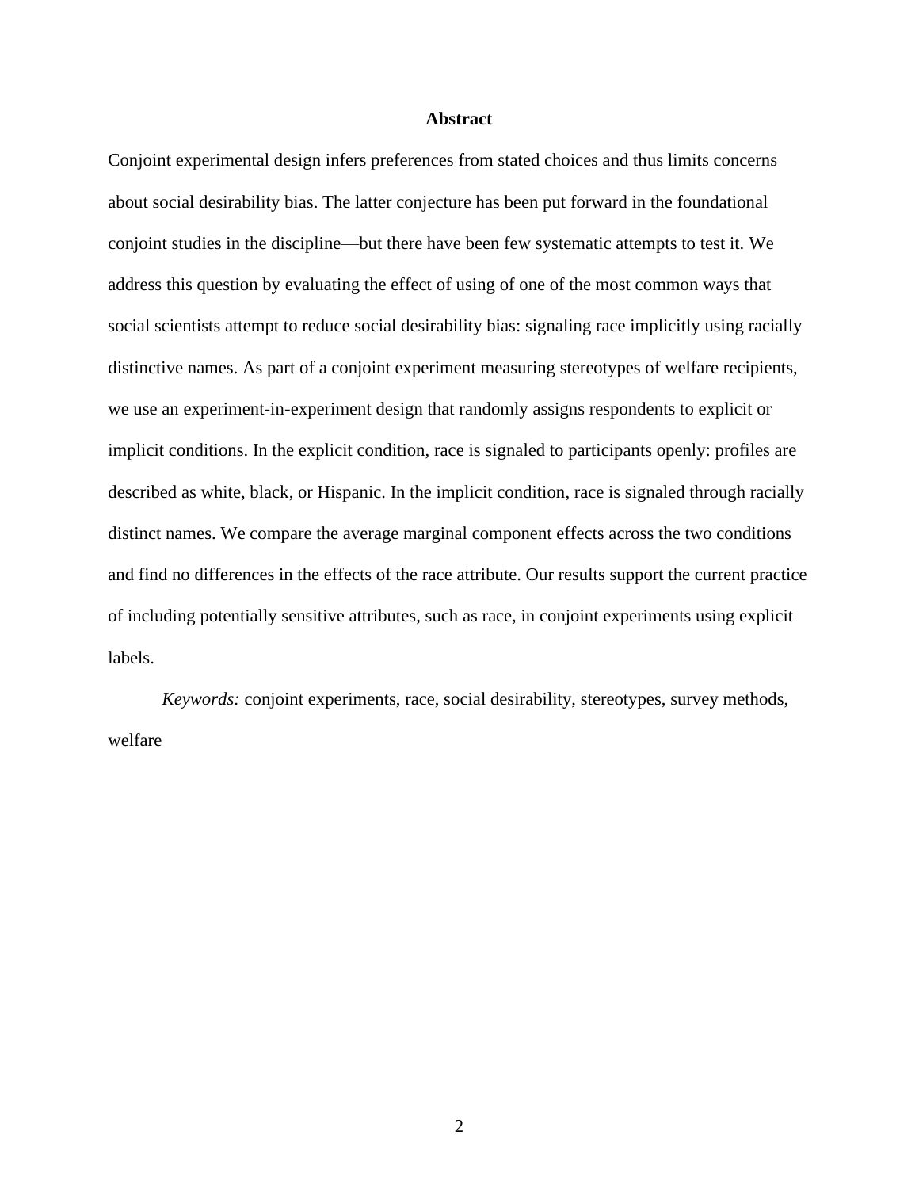## Abstract

Conjoint experimental design infers preferences from stated choices and thus limits concerns about social desirability bias. The latter conjecture has been put forward in the foundational conjoint studies in the discipline—but there have been few systematic attempts to test it. We address this question by evaluating the effect of using of one of the most common ways that social scientists attempt to reduce social desirability bias: signaling race implicitly using racially distinctive names. As part of a conjoint experiment measuring stereotypes of welfare recipients, we use an experiment-in-experiment design that randomly assigns respondents to explicit or implicit conditions. In the explicit condition, race is signaled to participants openly: profiles are described as white, black, or Hispanic. In the implicit condition, race is signaled through racially distinct names. We compare the average marginal component effects across the two conditions and find no differences in the effects of the race attribute. Our results support the current practice of including potentially sensitive attributes, such as race, in conjoint experiments using explicit labels.

*Keywords:* conjoint experiments, race, social desirability, stereotypes, survey methods, welfare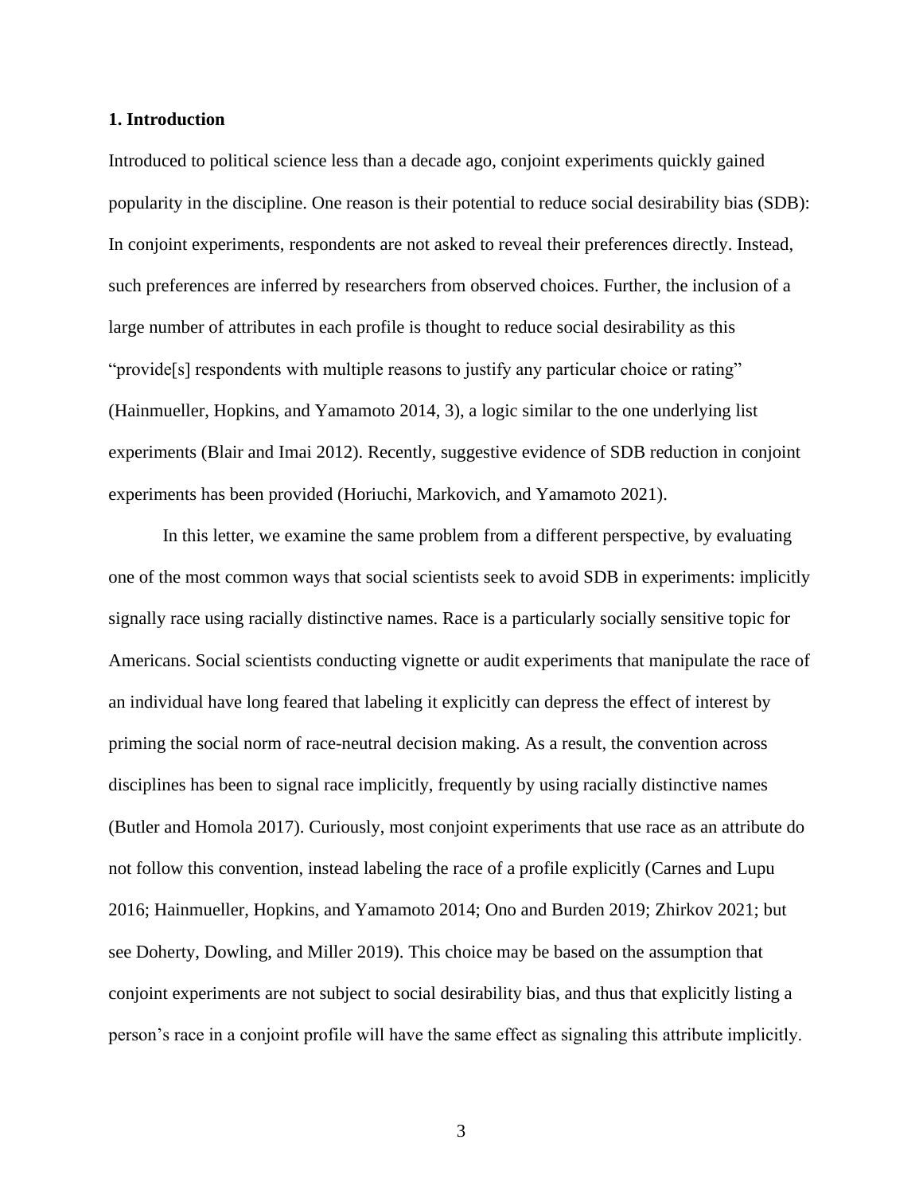## 1. Introduction

Introduced to political science less than a decade ago, conjoint experiments quickly gained popularity in the discipline. One reason is their potential to reduce social desirability bias (SDB): In conjoint experiments, respondents are not asked to reveal their preferences directly. Instead, such preferences are inferred by researchers from observed choices. Further, the inclusion of a large number of attributes in each profile is thought to reduce social desirability as this "provide[s] respondents with multiple reasons to justify any particular choice or rating" (Hainmueller, Hopkins, and Yamamoto 2014, 3), a logic similar to the one underlying list experiments (Blair and Imai 2012). Recently, suggestive evidence of SDB reduction in conjoint experiments has been provided (Horiuchi, Markovich, and Yamamoto 2021).

In this letter, we examine the same problem from a different perspective, by evaluating one of the most common ways that social scientists seek to avoid SDB in experiments: implicitly signally race using racially distinctive names. Race is a particularly socially sensitive topic for Americans. Social scientists conducting vignette or audit experiments that manipulate the race of an individual have long feared that labeling it explicitly can depress the effect of interest by priming the social norm of race-neutral decision making. As a result, the convention across disciplines has been to signal race implicitly, frequently by using racially distinctive names (Butler and Homola 2017). Curiously, most conjoint experiments that use race as an attribute do not follow this convention, instead labeling the race of a profile explicitly (Carnes and Lupu 2016; Hainmueller, Hopkins, and Yamamoto 2014; Ono and Burden 2019; Zhirkov 2021; but see Doherty, Dowling, and Miller 2019). This choice may be based on the assumption that conjoint experiments are not subject to social desirability bias, and thus that explicitly listing a person's race in a conjoint profile will have the same effect as signaling this attribute implicitly.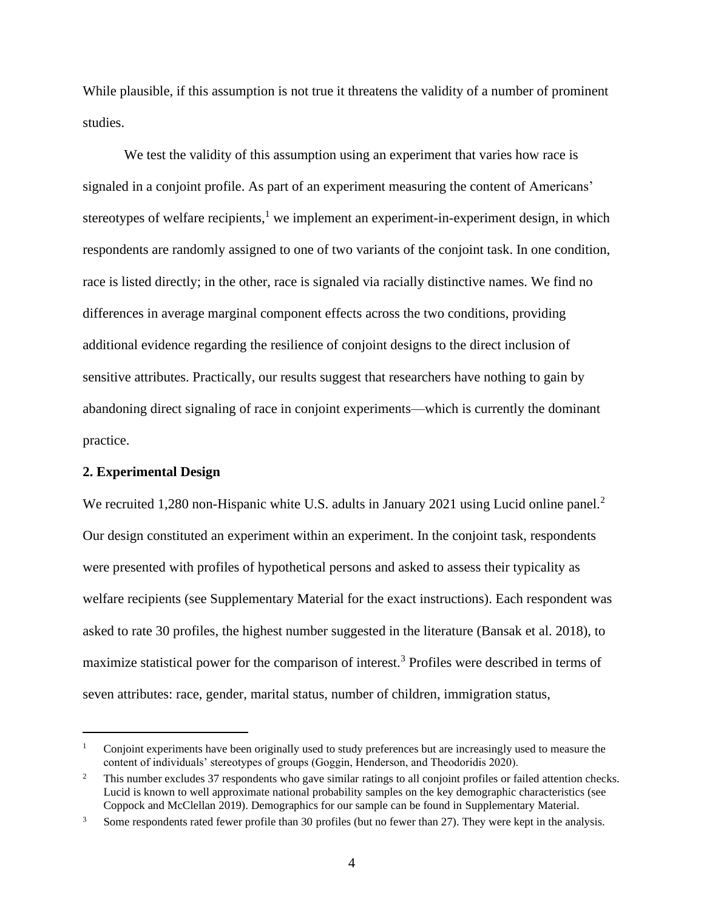While plausible, if this assumption is not true it threatens the validity of a number of prominent studies.

We test the validity of this assumption using an experiment that varies how race is signaled in a conjoint profile. As part of an experiment measuring the content of Americans' stereotypes of welfare recipients,[1] we implement an experiment-in-experiment design, in which respondents are randomly assigned to one of two variants of the conjoint task. In one condition, race is listed directly; in the other, race is signaled via racially distinctive names. We find no differences in average marginal component effects across the two conditions, providing additional evidence regarding the resilience of conjoint designs to the direct inclusion of sensitive attributes. Practically, our results suggest that researchers have nothing to gain by abandoning direct signaling of race in conjoint experiments—which is currently the dominant practice.

## 2. Experimental Design

We recruited 1,280 non-Hispanic white U.S. adults in January 2021 using Lucid online panel.[2] Our design constituted an experiment within an experiment. In the conjoint task, respondents were presented with profiles of hypothetical persons and asked to assess their typicality as welfare recipients (see Supplementary Material for the exact instructions). Each respondent was asked to rate 30 profiles, the highest number suggested in the literature (Bansak et al. 2018), to maximize statistical power for the comparison of interest.[3] Profiles were described in terms of seven attributes: race, gender, marital status, number of children, immigration status,

---

[1] Conjoint experiments have been originally used to study preferences but are increasingly used to measure the content of individuals' stereotypes of groups (Goggin, Henderson, and Theodoridis 2020).

[2] This number excludes 37 respondents who gave similar ratings to all conjoint profiles or failed attention checks. Lucid is known to well approximate national probability samples on the key demographic characteristics (see Coppock and McClellan 2019). Demographics for our sample can be found in Supplementary Material.

[3] Some respondents rated fewer profile than 30 profiles (but no fewer than 27). They were kept in the analysis.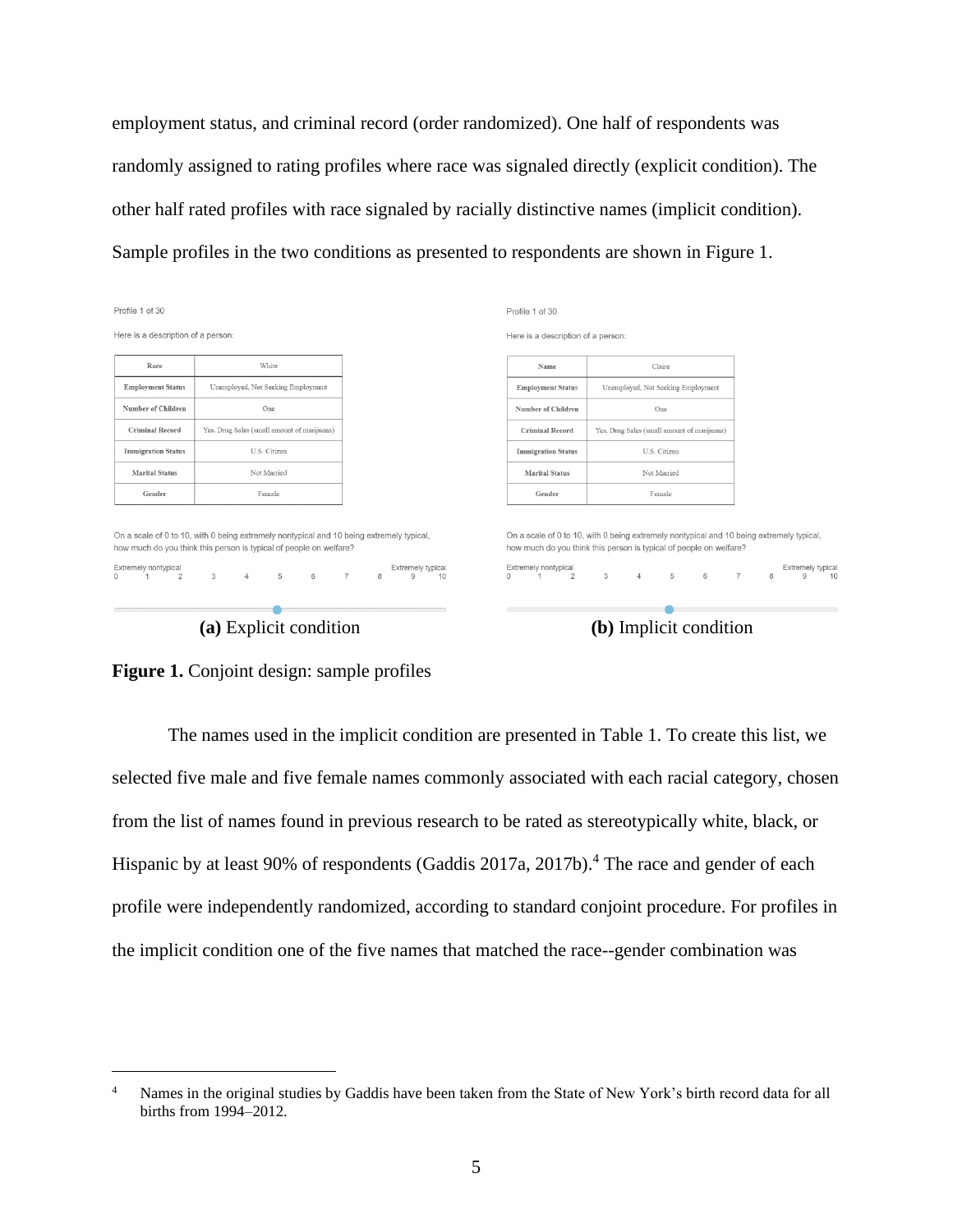employment status, and criminal record (order randomized). One half of respondents was randomly assigned to rating profiles where race was signaled directly (explicit condition). The other half rated profiles with race signaled by racially distinctive names (implicit condition). Sample profiles in the two conditions as presented to respondents are shown in Figure 1.

Profile 1 of 30

Here is a description of a person:

| Race | White |
|---|---|
| Employment Status | Unemployed, Not Seeking Employment |
| Number of Children | One |
| Criminal Record | Yes, Drug Sales (small amount of marijuana) |
| Immigration Status | U.S. Citizen |
| Marital Status | Not Married |
| Gender | Female |

On a scale of 0 to 10, with 0 being extremely nontypical and 10 being extremely typical, how much do you think this person is typical of people on welfare?

Extremely nontypical 0 1 2 3 4 5 6 7 8 9 10 Extremely typical

**(a)** Explicit condition

Profile 1 of 30

Here is a description of a person:

| Name | Claire |
|---|---|
| Employment Status | Unemployed, Not Seeking Employment |
| Number of Children | One |
| Criminal Record | Yes, Drug Sales (small amount of marijuana) |
| Immigration Status | U.S. Citizen |
| Marital Status | Not Married |
| Gender | Female |

On a scale of 0 to 10, with 0 being extremely nontypical and 10 being extremely typical, how much do you think this person is typical of people on welfare?

Extremely nontypical 0 1 2 3 4 5 6 7 8 9 10 Extremely typical

**(b)** Implicit condition

**Figure 1.** Conjoint design: sample profiles

The names used in the implicit condition are presented in Table 1. To create this list, we selected five male and five female names commonly associated with each racial category, chosen from the list of names found in previous research to be rated as stereotypically white, black, or Hispanic by at least 90% of respondents (Gaddis 2017a, 2017b).[4] The race and gender of each profile were independently randomized, according to standard conjoint procedure. For profiles in the implicit condition one of the five names that matched the race--gender combination was

[4] Names in the original studies by Gaddis have been taken from the State of New York's birth record data for all births from 1994–2012.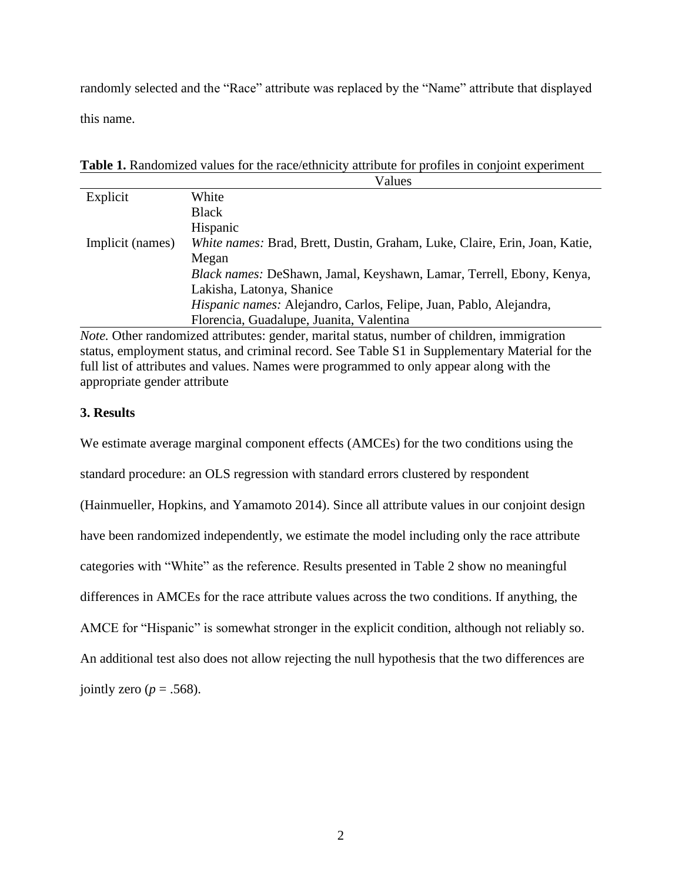randomly selected and the "Race" attribute was replaced by the "Name" attribute that displayed this name.

**Table 1.** Randomized values for the race/ethnicity attribute for profiles in conjoint experiment

| | Values |
|---|---|
| Explicit | White |
| | Black |
| | Hispanic |
| Implicit (names) | *White names:* Brad, Brett, Dustin, Graham, Luke, Claire, Erin, Joan, Katie, Megan |
| | *Black names:* DeShawn, Jamal, Keyshawn, Lamar, Terrell, Ebony, Kenya, Lakisha, Latonya, Shanice |
| | *Hispanic names:* Alejandro, Carlos, Felipe, Juan, Pablo, Alejandra, Florencia, Guadalupe, Juanita, Valentina |

*Note.* Other randomized attributes: gender, marital status, number of children, immigration status, employment status, and criminal record. See Table S1 in Supplementary Material for the full list of attributes and values. Names were programmed to only appear along with the appropriate gender attribute

**3. Results**

We estimate average marginal component effects (AMCEs) for the two conditions using the standard procedure: an OLS regression with standard errors clustered by respondent (Hainmueller, Hopkins, and Yamamoto 2014). Since all attribute values in our conjoint design have been randomized independently, we estimate the model including only the race attribute categories with "White" as the reference. Results presented in Table 2 show no meaningful differences in AMCEs for the race attribute values across the two conditions. If anything, the AMCE for "Hispanic" is somewhat stronger in the explicit condition, although not reliably so. An additional test also does not allow rejecting the null hypothesis that the two differences are jointly zero ($p$ = .568).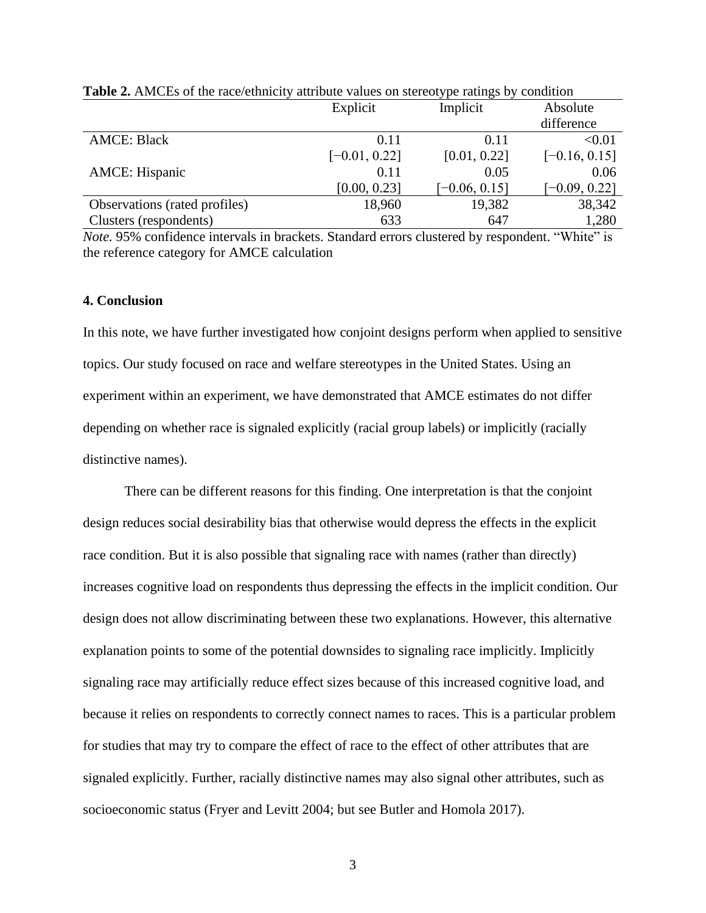**Table 2.** AMCEs of the race/ethnicity attribute values on stereotype ratings by condition

| | Explicit | Implicit | Absolute difference |
|---|---|---|---|
| AMCE: Black | 0.11 | 0.11 | <0.01 |
| | [−0.01, 0.22] | [0.01, 0.22] | [−0.16, 0.15] |
| AMCE: Hispanic | 0.11 | 0.05 | 0.06 |
| | [0.00, 0.23] | [−0.06, 0.15] | [−0.09, 0.22] |
| Observations (rated profiles) | 18,960 | 19,382 | 38,342 |
| Clusters (respondents) | 633 | 647 | 1,280 |

*Note.* 95% confidence intervals in brackets. Standard errors clustered by respondent. "White" is the reference category for AMCE calculation

### 4. Conclusion

In this note, we have further investigated how conjoint designs perform when applied to sensitive topics. Our study focused on race and welfare stereotypes in the United States. Using an experiment within an experiment, we have demonstrated that AMCE estimates do not differ depending on whether race is signaled explicitly (racial group labels) or implicitly (racially distinctive names).

There can be different reasons for this finding. One interpretation is that the conjoint design reduces social desirability bias that otherwise would depress the effects in the explicit race condition. But it is also possible that signaling race with names (rather than directly) increases cognitive load on respondents thus depressing the effects in the implicit condition. Our design does not allow discriminating between these two explanations. However, this alternative explanation points to some of the potential downsides to signaling race implicitly. Implicitly signaling race may artificially reduce effect sizes because of this increased cognitive load, and because it relies on respondents to correctly connect names to races. This is a particular problem for studies that may try to compare the effect of race to the effect of other attributes that are signaled explicitly. Further, racially distinctive names may also signal other attributes, such as socioeconomic status (Fryer and Levitt 2004; but see Butler and Homola 2017).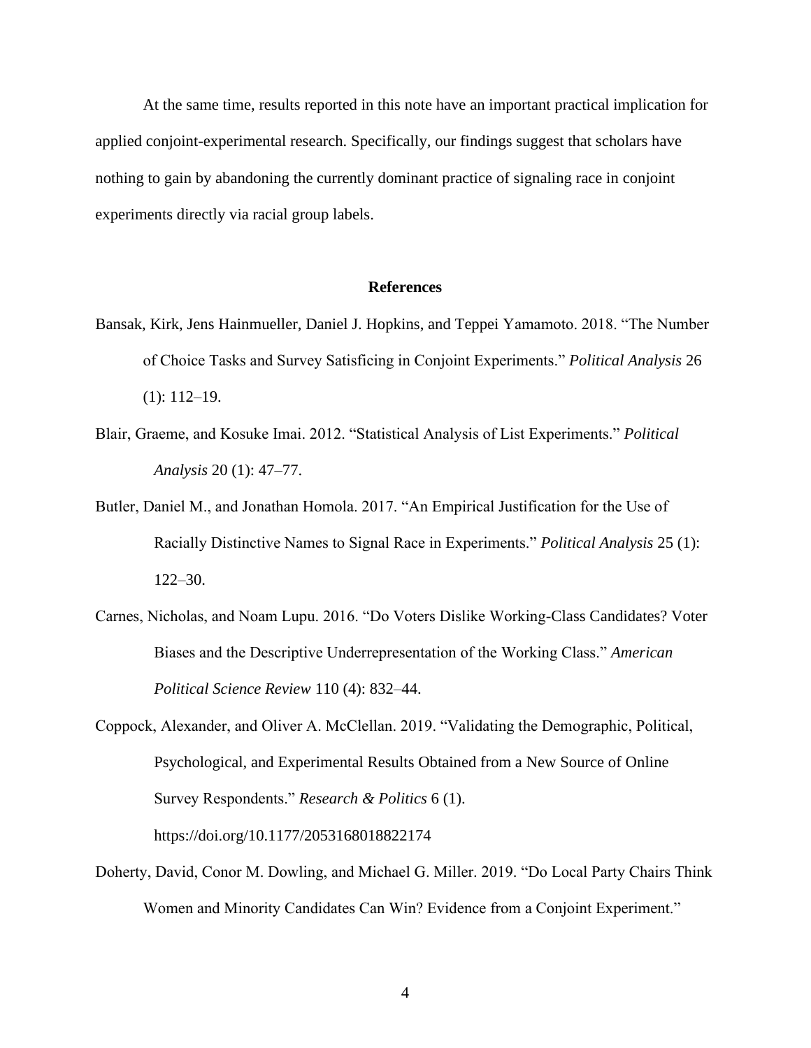At the same time, results reported in this note have an important practical implication for applied conjoint-experimental research. Specifically, our findings suggest that scholars have nothing to gain by abandoning the currently dominant practice of signaling race in conjoint experiments directly via racial group labels.

## References

Bansak, Kirk, Jens Hainmueller, Daniel J. Hopkins, and Teppei Yamamoto. 2018. "The Number of Choice Tasks and Survey Satisficing in Conjoint Experiments." *Political Analysis* 26 (1): 112–19.

Blair, Graeme, and Kosuke Imai. 2012. "Statistical Analysis of List Experiments." *Political Analysis* 20 (1): 47–77.

Butler, Daniel M., and Jonathan Homola. 2017. "An Empirical Justification for the Use of Racially Distinctive Names to Signal Race in Experiments." *Political Analysis* 25 (1): 122–30.

Carnes, Nicholas, and Noam Lupu. 2016. "Do Voters Dislike Working-Class Candidates? Voter Biases and the Descriptive Underrepresentation of the Working Class." *American Political Science Review* 110 (4): 832–44.

Coppock, Alexander, and Oliver A. McClellan. 2019. "Validating the Demographic, Political, Psychological, and Experimental Results Obtained from a New Source of Online Survey Respondents." *Research & Politics* 6 (1). https://doi.org/10.1177/2053168018822174

Doherty, David, Conor M. Dowling, and Michael G. Miller. 2019. "Do Local Party Chairs Think Women and Minority Candidates Can Win? Evidence from a Conjoint Experiment."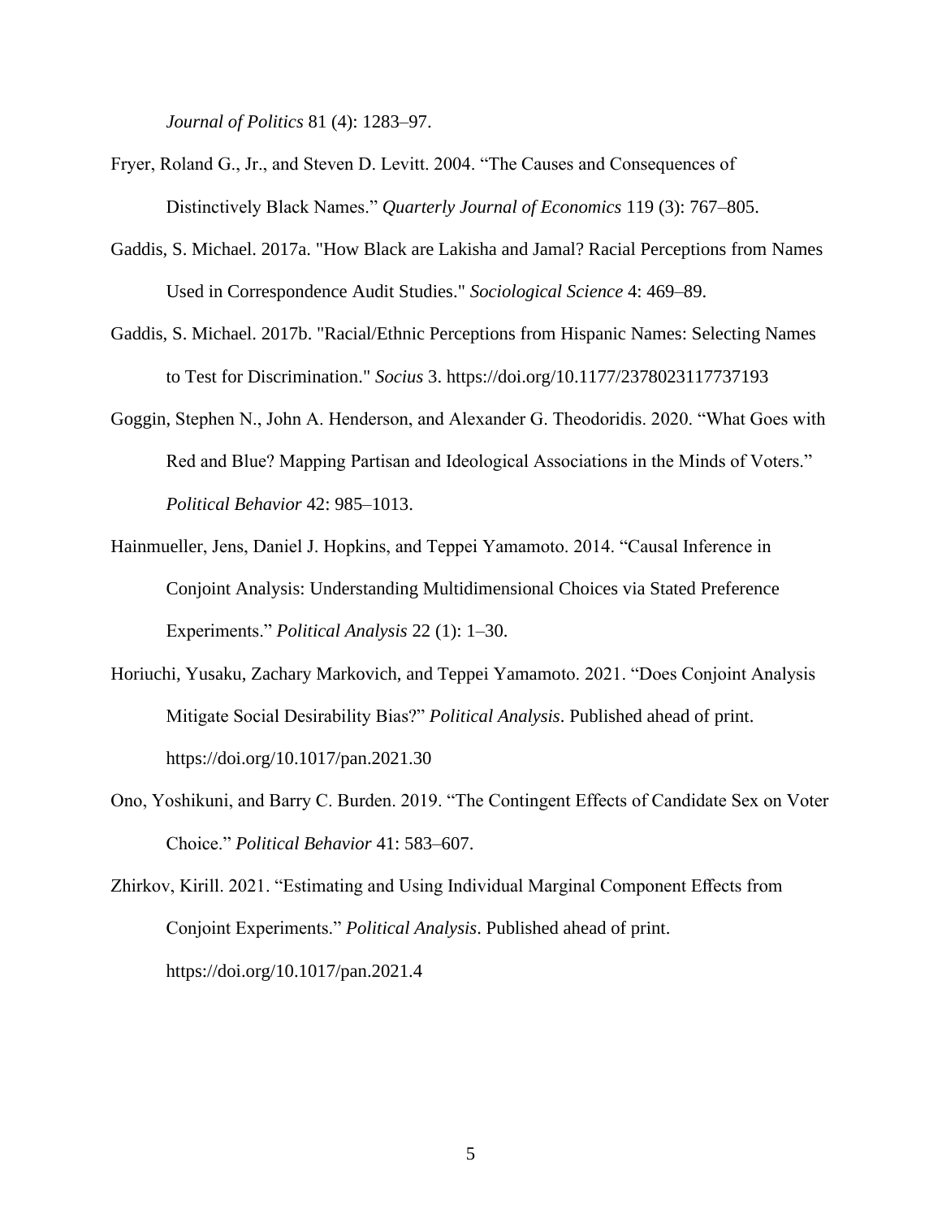*Journal of Politics* 81 (4): 1283–97.

Fryer, Roland G., Jr., and Steven D. Levitt. 2004. "The Causes and Consequences of Distinctively Black Names." *Quarterly Journal of Economics* 119 (3): 767–805.

Gaddis, S. Michael. 2017a. "How Black are Lakisha and Jamal? Racial Perceptions from Names Used in Correspondence Audit Studies." *Sociological Science* 4: 469–89.

Gaddis, S. Michael. 2017b. "Racial/Ethnic Perceptions from Hispanic Names: Selecting Names to Test for Discrimination." *Socius* 3. https://doi.org/10.1177/2378023117737193

Goggin, Stephen N., John A. Henderson, and Alexander G. Theodoridis. 2020. "What Goes with Red and Blue? Mapping Partisan and Ideological Associations in the Minds of Voters." *Political Behavior* 42: 985–1013.

Hainmueller, Jens, Daniel J. Hopkins, and Teppei Yamamoto. 2014. "Causal Inference in Conjoint Analysis: Understanding Multidimensional Choices via Stated Preference Experiments." *Political Analysis* 22 (1): 1–30.

Horiuchi, Yusaku, Zachary Markovich, and Teppei Yamamoto. 2021. "Does Conjoint Analysis Mitigate Social Desirability Bias?" *Political Analysis*. Published ahead of print. https://doi.org/10.1017/pan.2021.30

Ono, Yoshikuni, and Barry C. Burden. 2019. "The Contingent Effects of Candidate Sex on Voter Choice." *Political Behavior* 41: 583–607.

Zhirkov, Kirill. 2021. "Estimating and Using Individual Marginal Component Effects from Conjoint Experiments." *Political Analysis*. Published ahead of print. https://doi.org/10.1017/pan.2021.4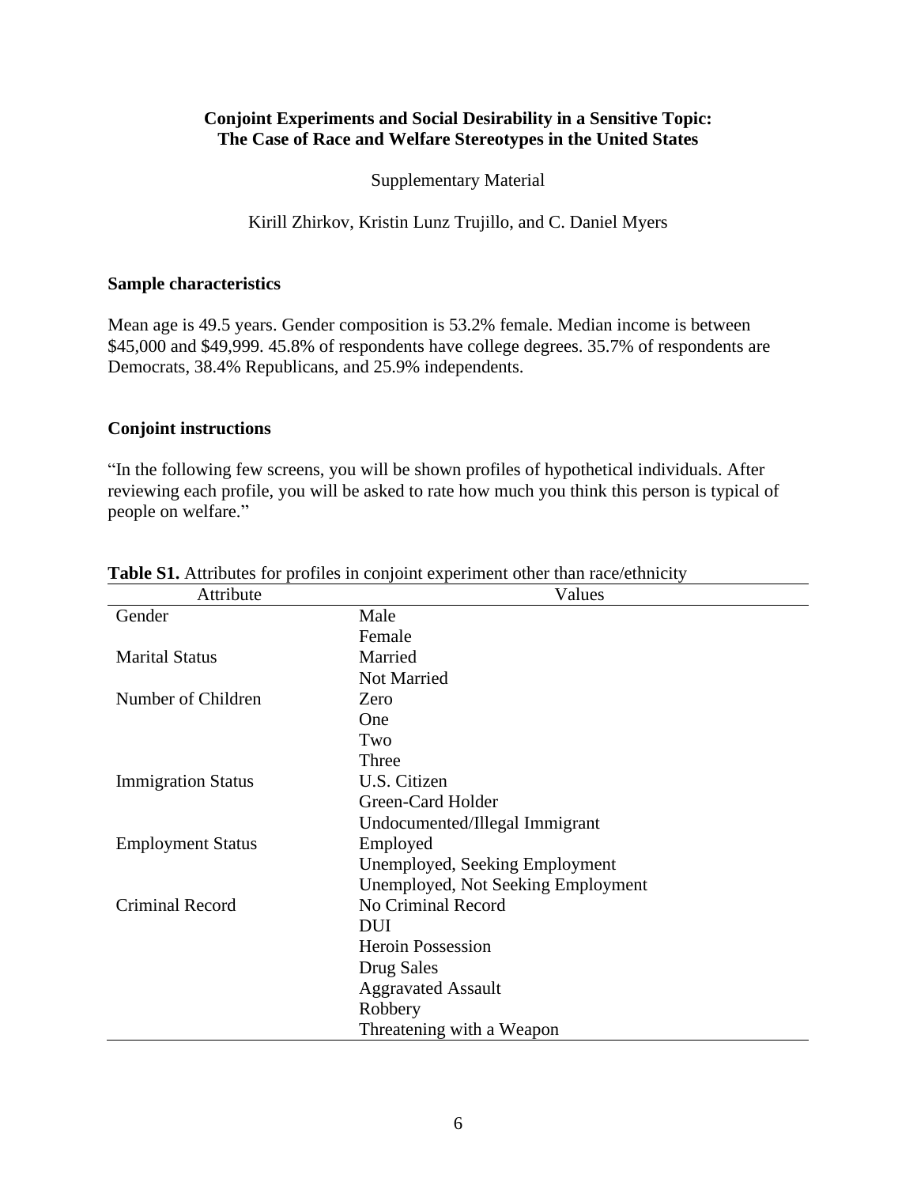**Conjoint Experiments and Social Desirability in a Sensitive Topic: The Case of Race and Welfare Stereotypes in the United States**

Supplementary Material

Kirill Zhirkov, Kristin Lunz Trujillo, and C. Daniel Myers

### Sample characteristics

Mean age is 49.5 years. Gender composition is 53.2% female. Median income is between $45,000 and $49,999. 45.8% of respondents have college degrees. 35.7% of respondents are Democrats, 38.4% Republicans, and 25.9% independents.

### Conjoint instructions

"In the following few screens, you will be shown profiles of hypothetical individuals. After reviewing each profile, you will be asked to rate how much you think this person is typical of people on welfare."

**Table S1.** Attributes for profiles in conjoint experiment other than race/ethnicity

| Attribute | Values |
|---|---|
| Gender | Male |
| | Female |
| Marital Status | Married |
| | Not Married |
| Number of Children | Zero |
| | One |
| | Two |
| | Three |
| Immigration Status | U.S. Citizen |
| | Green-Card Holder |
| | Undocumented/Illegal Immigrant |
| Employment Status | Employed |
| | Unemployed, Seeking Employment |
| | Unemployed, Not Seeking Employment |
| Criminal Record | No Criminal Record |
| | DUI |
| | Heroin Possession |
| | Drug Sales |
| | Aggravated Assault |
| | Robbery |
| | Threatening with a Weapon |